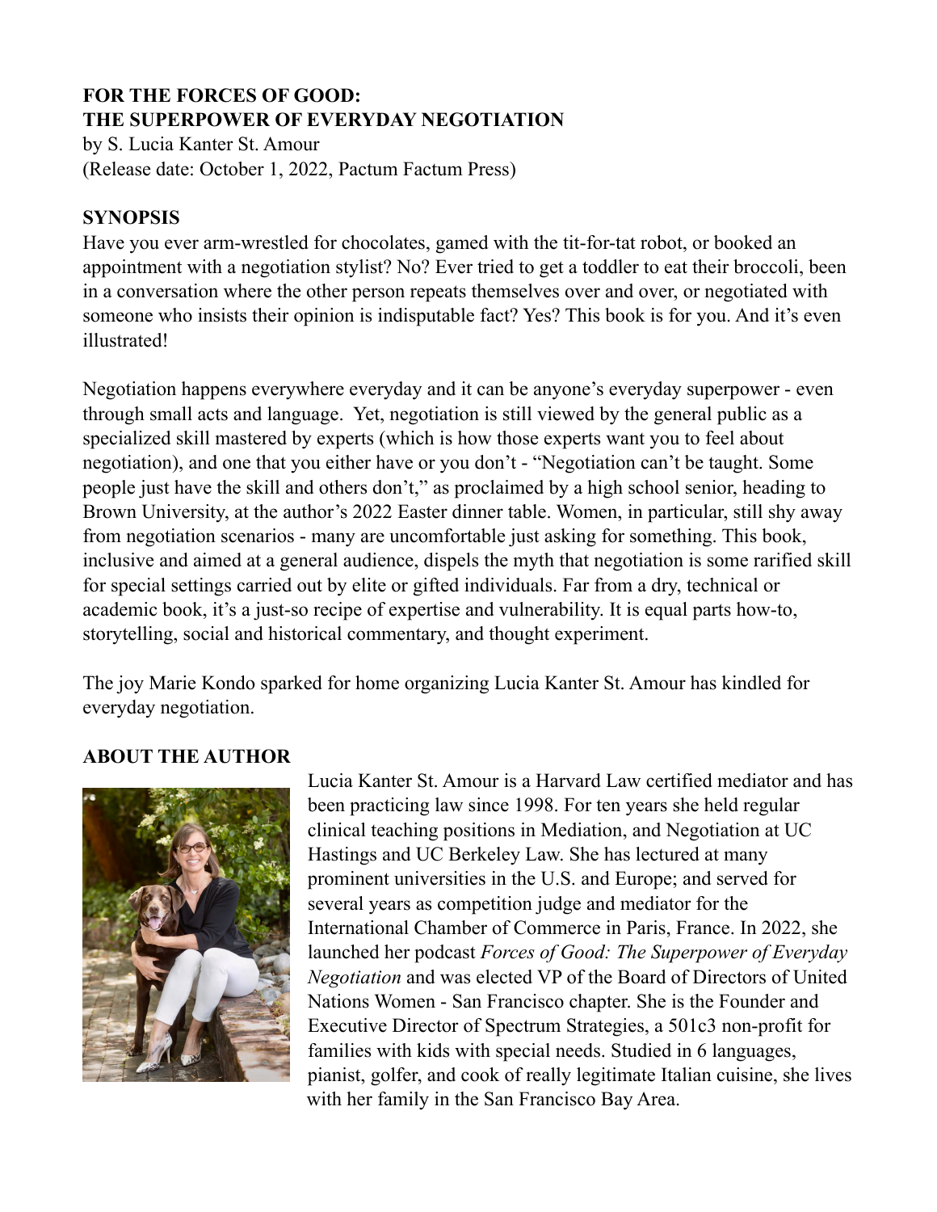**FOR THE FORCES OF GOOD:**
**THE SUPERPOWER OF EVERYDAY NEGOTIATION**

by S. Lucia Kanter St. Amour
(Release date: October 1, 2022, Pactum Factum Press)

## SYNOPSIS

Have you ever arm-wrestled for chocolates, gamed with the tit-for-tat robot, or booked an appointment with a negotiation stylist? No? Ever tried to get a toddler to eat their broccoli, been in a conversation where the other person repeats themselves over and over, or negotiated with someone who insists their opinion is indisputable fact? Yes? This book is for you. And it's even illustrated!

Negotiation happens everywhere everyday and it can be anyone's everyday superpower - even through small acts and language. Yet, negotiation is still viewed by the general public as a specialized skill mastered by experts (which is how those experts want you to feel about negotiation), and one that you either have or you don't - "Negotiation can't be taught. Some people just have the skill and others don't," as proclaimed by a high school senior, heading to Brown University, at the author's 2022 Easter dinner table. Women, in particular, still shy away from negotiation scenarios - many are uncomfortable just asking for something. This book, inclusive and aimed at a general audience, dispels the myth that negotiation is some rarified skill for special settings carried out by elite or gifted individuals. Far from a dry, technical or academic book, it's a just-so recipe of expertise and vulnerability. It is equal parts how-to, storytelling, social and historical commentary, and thought experiment.

The joy Marie Kondo sparked for home organizing Lucia Kanter St. Amour has kindled for everyday negotiation.

## ABOUT THE AUTHOR

Lucia Kanter St. Amour is a Harvard Law certified mediator and has been practicing law since 1998. For ten years she held regular clinical teaching positions in Mediation, and Negotiation at UC Hastings and UC Berkeley Law. She has lectured at many prominent universities in the U.S. and Europe; and served for several years as competition judge and mediator for the International Chamber of Commerce in Paris, France. In 2022, she launched her podcast *Forces of Good: The Superpower of Everyday Negotiation* and was elected VP of the Board of Directors of United Nations Women - San Francisco chapter. She is the Founder and Executive Director of Spectrum Strategies, a 501c3 non-profit for families with kids with special needs. Studied in 6 languages, pianist, golfer, and cook of really legitimate Italian cuisine, she lives with her family in the San Francisco Bay Area.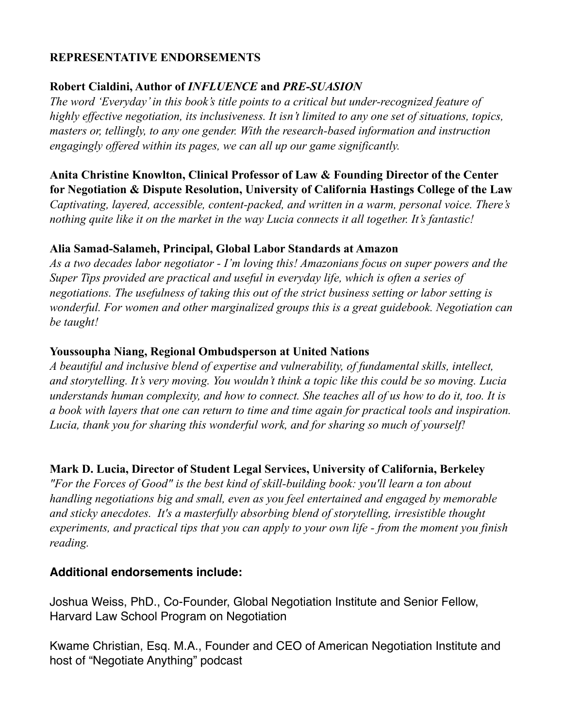## REPRESENTATIVE ENDORSEMENTS

**Robert Cialdini, Author of *INFLUENCE* and *PRE-SUASION***

*The word 'Everyday' in this book's title points to a critical but under-recognized feature of highly effective negotiation, its inclusiveness. It isn't limited to any one set of situations, topics, masters or, tellingly, to any one gender. With the research-based information and instruction engagingly offered within its pages, we can all up our game significantly.*

**Anita Christine Knowlton, Clinical Professor of Law & Founding Director of the Center for Negotiation & Dispute Resolution, University of California Hastings College of the Law**

*Captivating, layered, accessible, content-packed, and written in a warm, personal voice. There's nothing quite like it on the market in the way Lucia connects it all together. It's fantastic!*

**Alia Samad-Salameh, Principal, Global Labor Standards at Amazon**

*As a two decades labor negotiator - I'm loving this! Amazonians focus on super powers and the Super Tips provided are practical and useful in everyday life, which is often a series of negotiations. The usefulness of taking this out of the strict business setting or labor setting is wonderful. For women and other marginalized groups this is a great guidebook. Negotiation can be taught!*

**Youssoupha Niang, Regional Ombudsperson at United Nations**

*A beautiful and inclusive blend of expertise and vulnerability, of fundamental skills, intellect, and storytelling. It's very moving. You wouldn't think a topic like this could be so moving. Lucia understands human complexity, and how to connect. She teaches all of us how to do it, too. It is a book with layers that one can return to time and time again for practical tools and inspiration. Lucia, thank you for sharing this wonderful work, and for sharing so much of yourself!*

**Mark D. Lucia, Director of Student Legal Services, University of California, Berkeley**

*"For the Forces of Good" is the best kind of skill-building book: you'll learn a ton about handling negotiations big and small, even as you feel entertained and engaged by memorable and sticky anecdotes. It's a masterfully absorbing blend of storytelling, irresistible thought experiments, and practical tips that you can apply to your own life - from the moment you finish reading.*

**Additional endorsements include:**

Joshua Weiss, PhD., Co-Founder, Global Negotiation Institute and Senior Fellow, Harvard Law School Program on Negotiation

Kwame Christian, Esq. M.A., Founder and CEO of American Negotiation Institute and host of "Negotiate Anything" podcast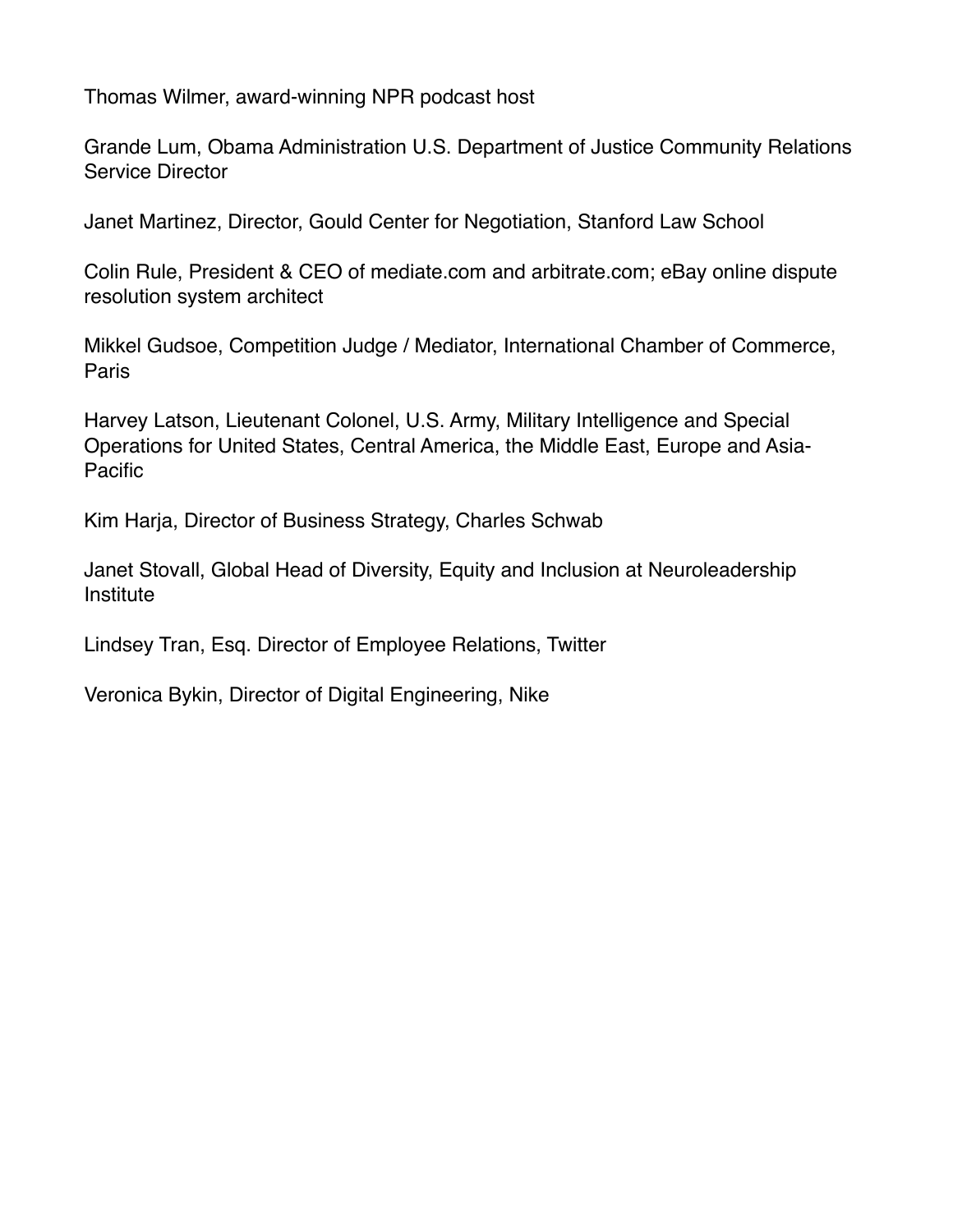Thomas Wilmer, award-winning NPR podcast host

Grande Lum, Obama Administration U.S. Department of Justice Community Relations Service Director

Janet Martinez, Director, Gould Center for Negotiation, Stanford Law School

Colin Rule, President & CEO of mediate.com and arbitrate.com; eBay online dispute resolution system architect

Mikkel Gudsoe, Competition Judge / Mediator, International Chamber of Commerce, Paris

Harvey Latson, Lieutenant Colonel, U.S. Army, Military Intelligence and Special Operations for United States, Central America, the Middle East, Europe and Asia-Pacific

Kim Harja, Director of Business Strategy, Charles Schwab

Janet Stovall, Global Head of Diversity, Equity and Inclusion at Neuroleadership Institute

Lindsey Tran, Esq. Director of Employee Relations, Twitter

Veronica Bykin, Director of Digital Engineering, Nike